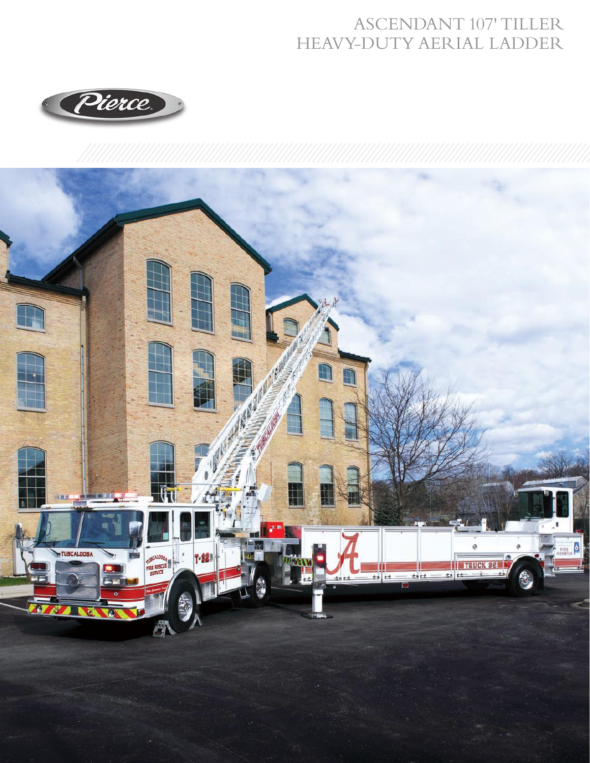# ASCENDANT 107' TILLER HEAVY-DUTY AERIAL LADDER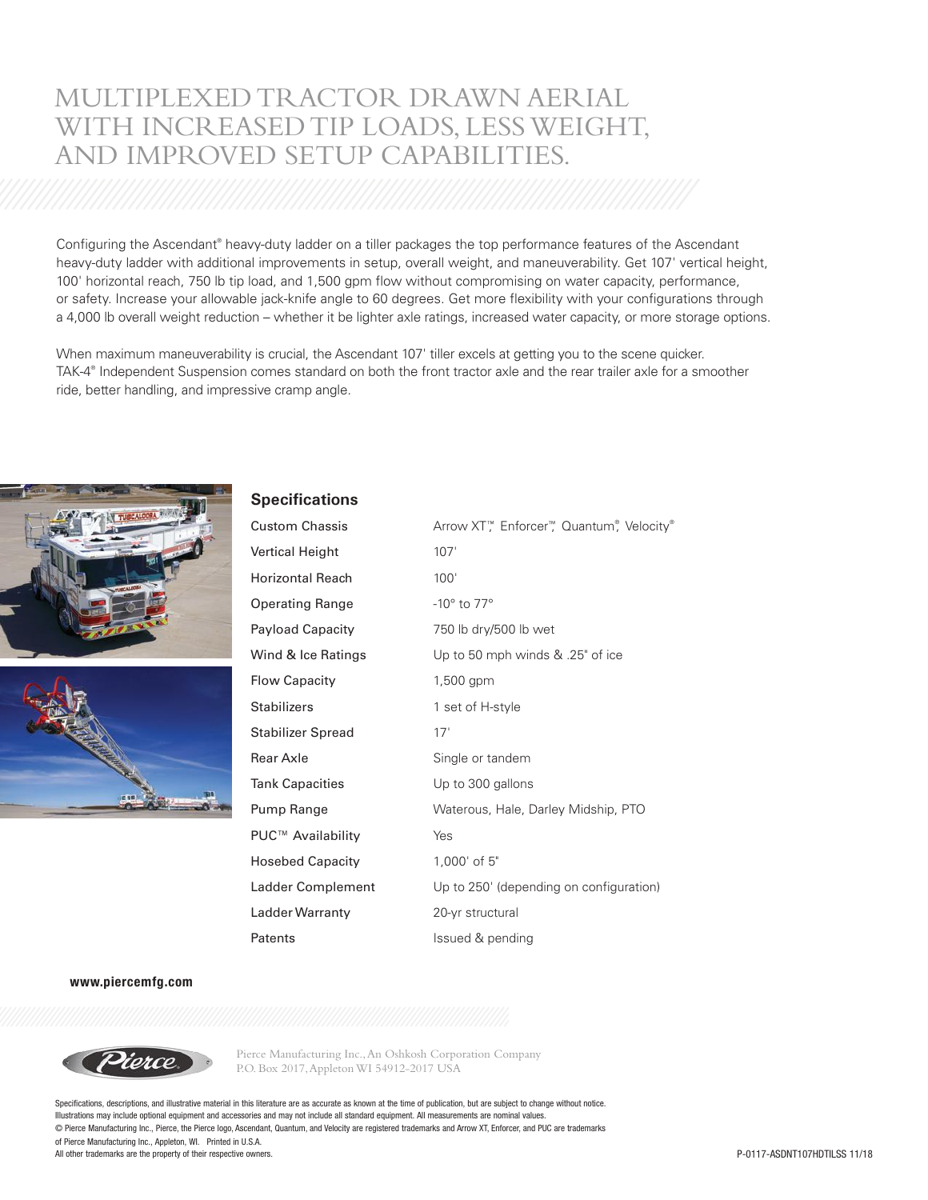# MULTIPLEXED TRACTOR DRAWN AERIAL WITH INCREASED TIP LOADS, LESS WEIGHT, AND IMPROVED SETUP CAPABILITIES.

Configuring the Ascendant® heavy-duty ladder on a tiller packages the top performance features of the Ascendant heavy-duty ladder with additional improvements in setup, overall weight, and maneuverability. Get 107' vertical height, 100' horizontal reach, 750 lb tip load, and 1,500 gpm flow without compromising on water capacity, performance, or safety. Increase your allowable jack-knife angle to 60 degrees. Get more flexibility with your configurations through a 4,000 lb overall weight reduction – whether it be lighter axle ratings, increased water capacity, or more storage options.

When maximum maneuverability is crucial, the Ascendant 107' tiller excels at getting you to the scene quicker. TAK-4® Independent Suspension comes standard on both the front tractor axle and the rear trailer axle for a smoother ride, better handling, and impressive cramp angle.

## Specifications

| | |
|---|---|
| Custom Chassis | Arrow XT™, Enforcer™, Quantum®, Velocity® |
| Vertical Height | 107' |
| Horizontal Reach | 100' |
| Operating Range | -10° to 77° |
| Payload Capacity | 750 lb dry/500 lb wet |
| Wind & Ice Ratings | Up to 50 mph winds & .25" of ice |
| Flow Capacity | 1,500 gpm |
| Stabilizers | 1 set of H-style |
| Stabilizer Spread | 17' |
| Rear Axle | Single or tandem |
| Tank Capacities | Up to 300 gallons |
| Pump Range | Waterous, Hale, Darley Midship, PTO |
| PUC™ Availability | Yes |
| Hosebed Capacity | 1,000' of 5" |
| Ladder Complement | Up to 250' (depending on configuration) |
| Ladder Warranty | 20-yr structural |
| Patents | Issued & pending |

**www.piercemfg.com**

Pierce Manufacturing Inc., An Oshkosh Corporation Company
P.O. Box 2017, Appleton WI 54912-2017 USA

Specifications, descriptions, and illustrative material in this literature are as accurate as known at the time of publication, but are subject to change without notice. Illustrations may include optional equipment and accessories and may not include all standard equipment. All measurements are nominal values.
© Pierce Manufacturing Inc., Pierce, the Pierce logo, Ascendant, Quantum, and Velocity are registered trademarks and Arrow XT, Enforcer, and PUC are trademarks of Pierce Manufacturing Inc., Appleton, WI. Printed in U.S.A.
All other trademarks are the property of their respective owners.

P-0117-ASDNT107HDTILSS 11/18